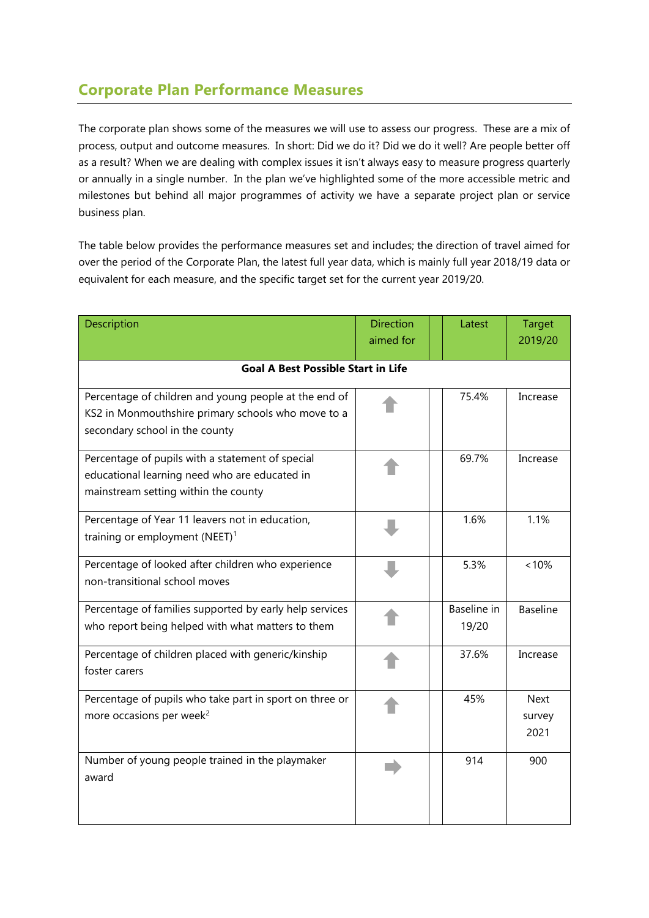## Corporate Plan Performance Measures

The corporate plan shows some of the measures we will use to assess our progress. These are a mix of process, output and outcome measures. In short: Did we do it? Did we do it well? Are people better off as a result? When we are dealing with complex issues it isn't always easy to measure progress quarterly or annually in a single number. In the plan we've highlighted some of the more accessible metric and milestones but behind all major programmes of activity we have a separate project plan or service business plan.

The table below provides the performance measures set and includes; the direction of travel aimed for over the period of the Corporate Plan, the latest full year data, which is mainly full year 2018/19 data or equivalent for each measure, and the specific target set for the current year 2019/20.

| Description | Direction aimed for | | Latest | Target 2019/20 |
|---|---|---|---|---|
| **Goal A Best Possible Start in Life** | | | | |
| Percentage of children and young people at the end of KS2 in Monmouthshire primary schools who move to a secondary school in the county | ⬆ | | 75.4% | Increase |
| Percentage of pupils with a statement of special educational learning need who are educated in mainstream setting within the county | ⬆ | | 69.7% | Increase |
| Percentage of Year 11 leavers not in education, training or employment (NEET)[1] | ⬇ | | 1.6% | 1.1% |
| Percentage of looked after children who experience non-transitional school moves | ⬇ | | 5.3% | <10% |
| Percentage of families supported by early help services who report being helped with what matters to them | ⬆ | | Baseline in 19/20 | Baseline |
| Percentage of children placed with generic/kinship foster carers | ⬆ | | 37.6% | Increase |
| Percentage of pupils who take part in sport on three or more occasions per week[2] | ⬆ | | 45% | Next survey 2021 |
| Number of young people trained in the playmaker award | ➡ | | 914 | 900 |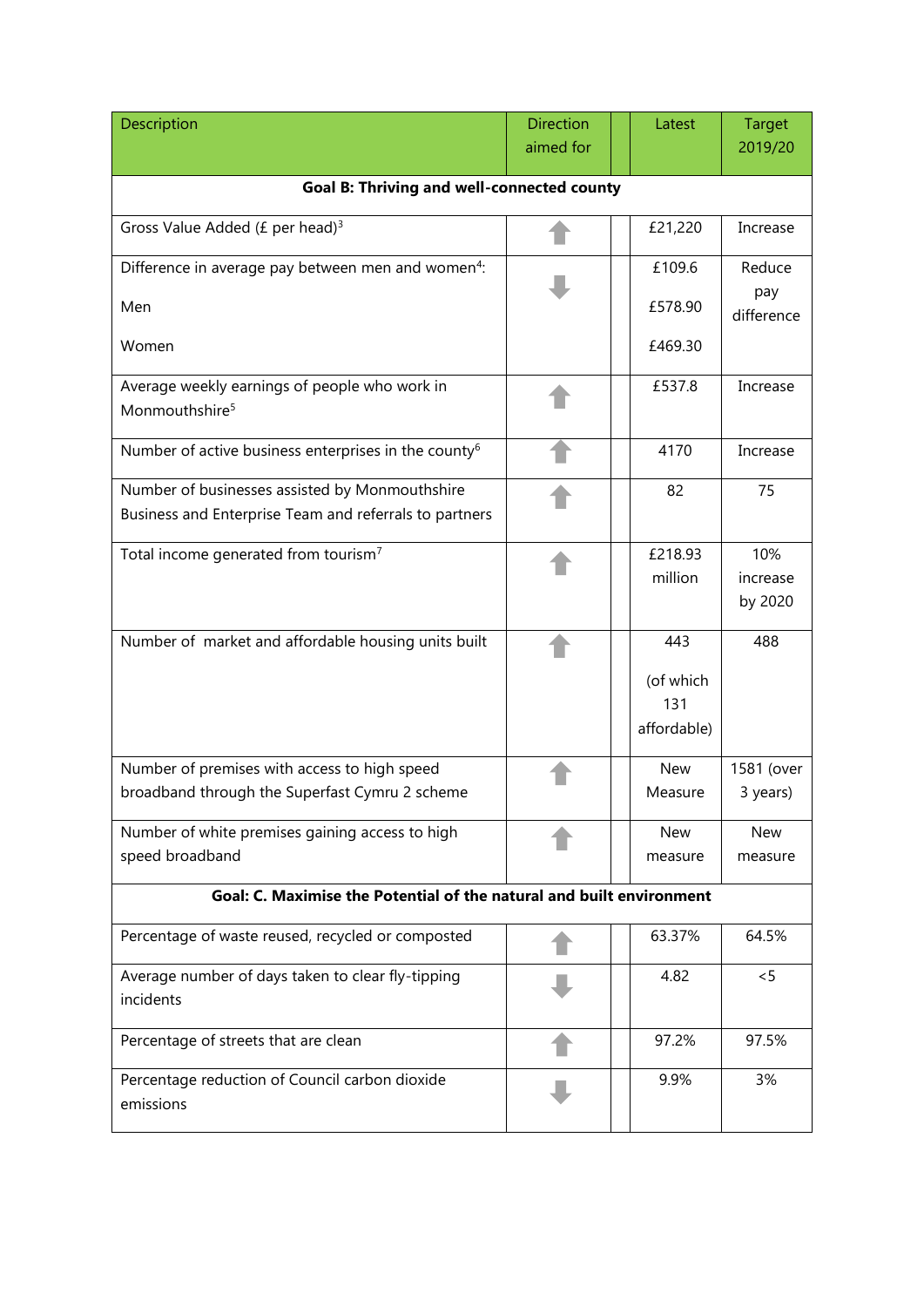| Description | Direction aimed for | | Latest | Target 2019/20 |
|---|---|---|---|---|
| **Goal B: Thriving and well-connected county** | | | | |
| Gross Value Added (£ per head)[3] | ⬆ | | £21,220 | Increase |
| Difference in average pay between men and women[4]:<br>Men<br>Women | ⬇ | | £109.6<br>£578.90<br>£469.30 | Reduce pay difference |
| Average weekly earnings of people who work in Monmouthshire[5] | ⬆ | | £537.8 | Increase |
| Number of active business enterprises in the county[6] | ⬆ | | 4170 | Increase |
| Number of businesses assisted by Monmouthshire Business and Enterprise Team and referrals to partners | ⬆ | | 82 | 75 |
| Total income generated from tourism[7] | ⬆ | | £218.93 million | 10% increase by 2020 |
| Number of market and affordable housing units built | ⬆ | | 443 (of which 131 affordable) | 488 |
| Number of premises with access to high speed broadband through the Superfast Cymru 2 scheme | ⬆ | | New Measure | 1581 (over 3 years) |
| Number of white premises gaining access to high speed broadband | ⬆ | | New measure | New measure |
| **Goal: C. Maximise the Potential of the natural and built environment** | | | | |
| Percentage of waste reused, recycled or composted | ⬆ | | 63.37% | 64.5% |
| Average number of days taken to clear fly-tipping incidents | ⬇ | | 4.82 | <5 |
| Percentage of streets that are clean | ⬆ | | 97.2% | 97.5% |
| Percentage reduction of Council carbon dioxide emissions | ⬇ | | 9.9% | 3% |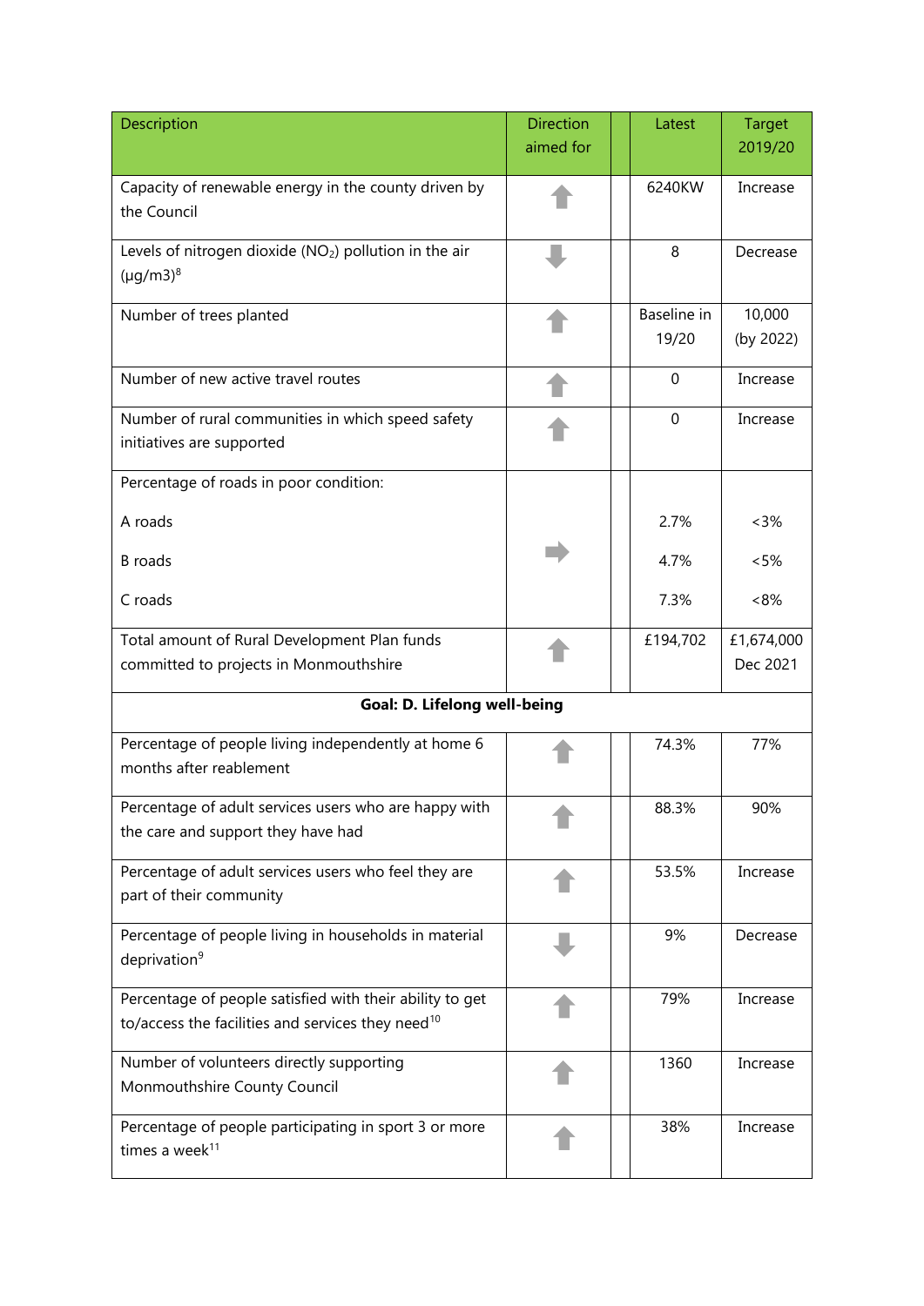| Description | Direction aimed for | | Latest | Target 2019/20 |
|---|---|---|---|---|
| Capacity of renewable energy in the county driven by the Council | ⬆ | | 6240KW | Increase |
| Levels of nitrogen dioxide ($NO_2$) pollution in the air (µg/m3)[8] | ⬇ | | 8 | Decrease |
| Number of trees planted | ⬆ | | Baseline in 19/20 | 10,000 (by 2022) |
| Number of new active travel routes | ⬆ | | 0 | Increase |
| Number of rural communities in which speed safety initiatives are supported | ⬆ | | 0 | Increase |
| Percentage of roads in poor condition:<br>A roads<br>B roads<br>C roads | ➡ | | <br>2.7%<br>4.7%<br>7.3% | <br><3%<br><5%<br><8% |
| Total amount of Rural Development Plan funds committed to projects in Monmouthshire | ⬆ | | £194,702 | £1,674,000 Dec 2021 |
| **Goal: D. Lifelong well-being** | | | | |
| Percentage of people living independently at home 6 months after reablement | ⬆ | | 74.3% | 77% |
| Percentage of adult services users who are happy with the care and support they have had | ⬆ | | 88.3% | 90% |
| Percentage of adult services users who feel they are part of their community | ⬆ | | 53.5% | Increase |
| Percentage of people living in households in material deprivation[9] | ⬇ | | 9% | Decrease |
| Percentage of people satisfied with their ability to get to/access the facilities and services they need[10] | ⬆ | | 79% | Increase |
| Number of volunteers directly supporting Monmouthshire County Council | ⬆ | | 1360 | Increase |
| Percentage of people participating in sport 3 or more times a week[11] | ⬆ | | 38% | Increase |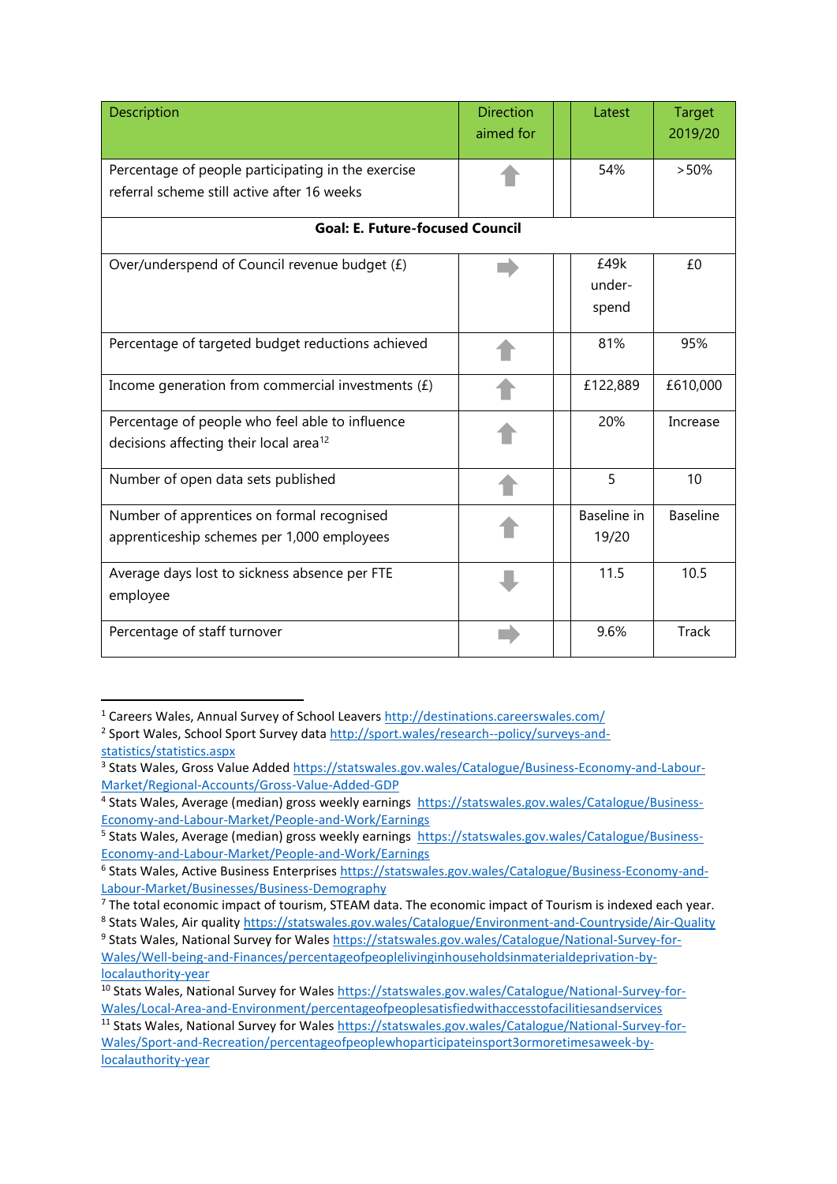| Description | Direction aimed for | | Latest | Target 2019/20 |
|---|---|---|---|---|
| Percentage of people participating in the exercise referral scheme still active after 16 weeks | ⬆ | | 54% | >50% |
| **Goal: E. Future-focused Council** | | | | |
| Over/underspend of Council revenue budget (£) | ➡ | | £49k under-spend | £0 |
| Percentage of targeted budget reductions achieved | ⬆ | | 81% | 95% |
| Income generation from commercial investments (£) | ⬆ | | £122,889 | £610,000 |
| Percentage of people who feel able to influence decisions affecting their local area[12] | ⬆ | | 20% | Increase |
| Number of open data sets published | ⬆ | | 5 | 10 |
| Number of apprentices on formal recognised apprenticeship schemes per 1,000 employees | ⬆ | | Baseline in 19/20 | Baseline |
| Average days lost to sickness absence per FTE employee | ⬇ | | 11.5 | 10.5 |
| Percentage of staff turnover | ➡ | | 9.6% | Track |

---

[1] Careers Wales, Annual Survey of School Leavers http://destinations.careerswales.com/

[2] Sport Wales, School Sport Survey data http://sport.wales/research--policy/surveys-and-statistics/statistics.aspx

[3] Stats Wales, Gross Value Added https://statswales.gov.wales/Catalogue/Business-Economy-and-Labour-Market/Regional-Accounts/Gross-Value-Added-GDP

[4] Stats Wales, Average (median) gross weekly earnings https://statswales.gov.wales/Catalogue/Business-Economy-and-Labour-Market/People-and-Work/Earnings

[5] Stats Wales, Average (median) gross weekly earnings https://statswales.gov.wales/Catalogue/Business-Economy-and-Labour-Market/People-and-Work/Earnings

[6] Stats Wales, Active Business Enterprises https://statswales.gov.wales/Catalogue/Business-Economy-and-Labour-Market/Businesses/Business-Demography

[7] The total economic impact of tourism, STEAM data. The economic impact of Tourism is indexed each year.

[8] Stats Wales, Air quality https://statswales.gov.wales/Catalogue/Environment-and-Countryside/Air-Quality

[9] Stats Wales, National Survey for Wales https://statswales.gov.wales/Catalogue/National-Survey-for-Wales/Well-being-and-Finances/percentageofpeoplelivinginhouseholdsinmaterialdeprivation-by-localauthority-year

[10] Stats Wales, National Survey for Wales https://statswales.gov.wales/Catalogue/National-Survey-for-Wales/Local-Area-and-Environment/percentageofpeoplesatisfiedwithaccesstofacilitiesandservices

[11] Stats Wales, National Survey for Wales https://statswales.gov.wales/Catalogue/National-Survey-for-Wales/Sport-and-Recreation/percentageofpeoplewhoparticipateinsport3ormoretimesaweek-by-localauthority-year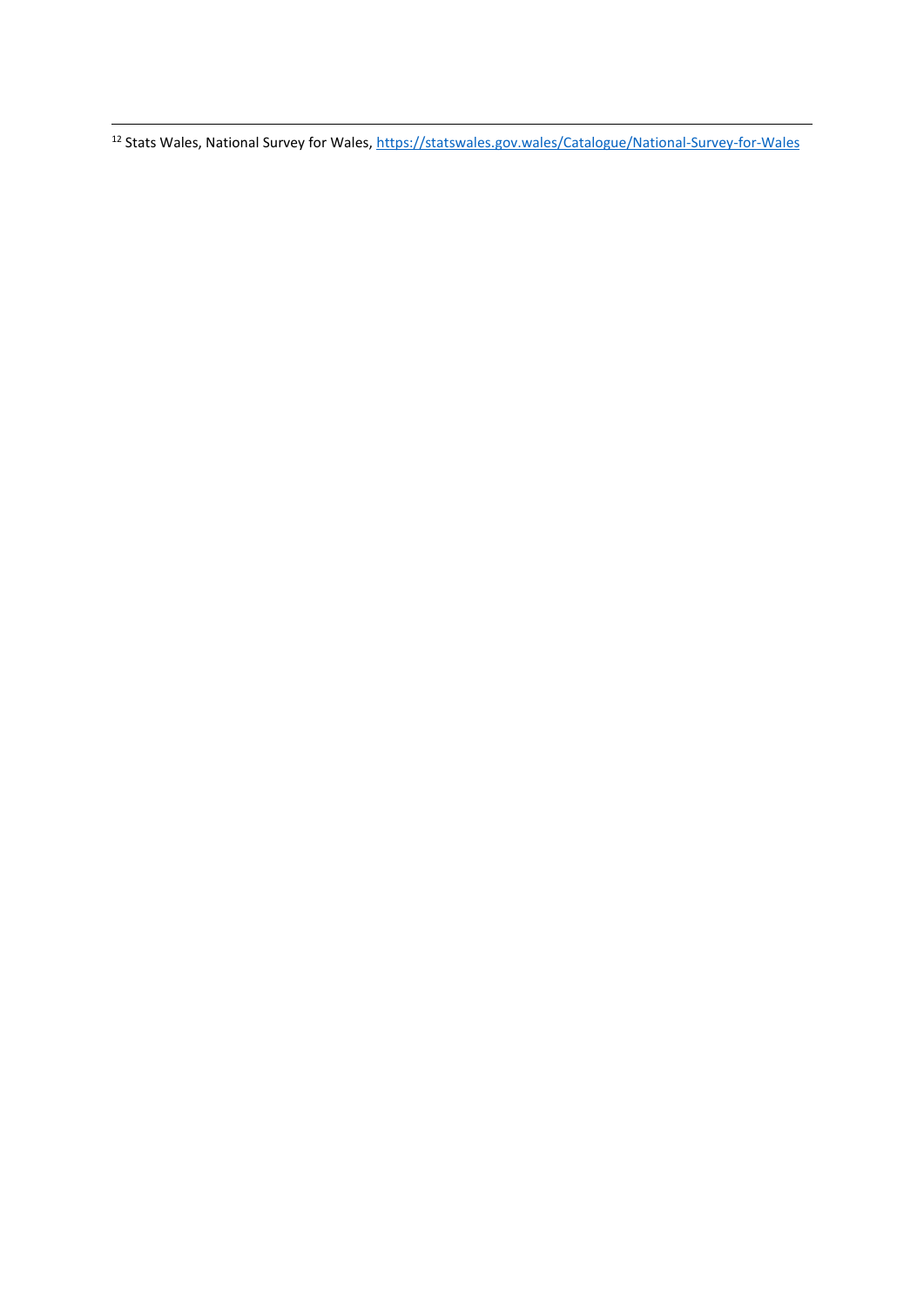[12] Stats Wales, National Survey for Wales, https://statswales.gov.wales/Catalogue/National-Survey-for-Wales